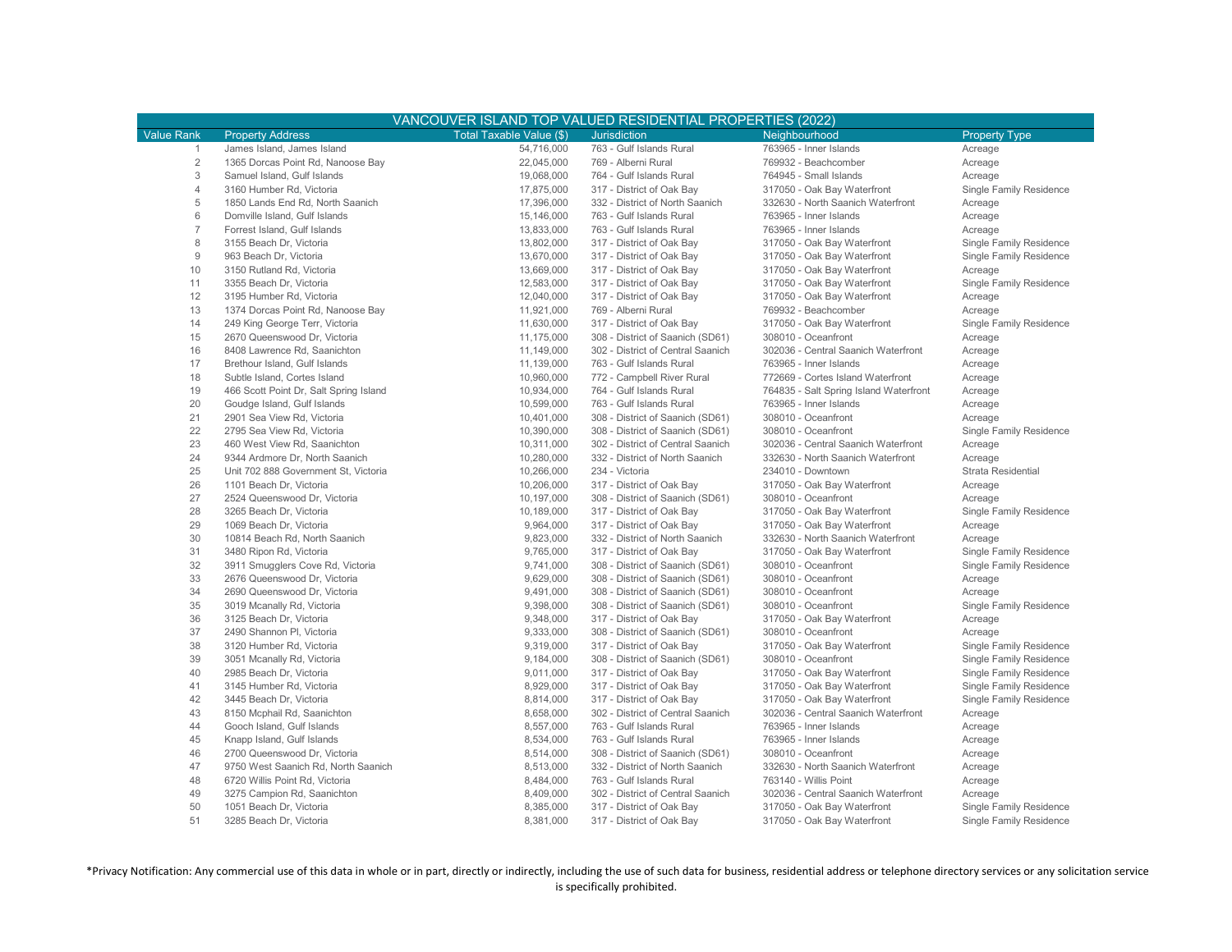| VANCOUVER ISLAND TOP VALUED RESIDENTIAL PROPERTIES (2022) | | | | | |
|---|---|---|---|---|---|
| Value Rank | Property Address | Total Taxable Value ($) | Jurisdiction | Neighbourhood | Property Type |
| 1 | James Island, James Island | 54,716,000 | 763 - Gulf Islands Rural | 763965 - Inner Islands | Acreage |
| 2 | 1365 Dorcas Point Rd, Nanoose Bay | 22,045,000 | 769 - Alberni Rural | 769932 - Beachcomber | Acreage |
| 3 | Samuel Island, Gulf Islands | 19,068,000 | 764 - Gulf Islands Rural | 764945 - Small Islands | Acreage |
| 4 | 3160 Humber Rd, Victoria | 17,875,000 | 317 - District of Oak Bay | 317050 - Oak Bay Waterfront | Single Family Residence |
| 5 | 1850 Lands End Rd, North Saanich | 17,396,000 | 332 - District of North Saanich | 332630 - North Saanich Waterfront | Acreage |
| 6 | Domville Island, Gulf Islands | 15,146,000 | 763 - Gulf Islands Rural | 763965 - Inner Islands | Acreage |
| 7 | Forrest Island, Gulf Islands | 13,833,000 | 763 - Gulf Islands Rural | 763965 - Inner Islands | Acreage |
| 8 | 3155 Beach Dr, Victoria | 13,802,000 | 317 - District of Oak Bay | 317050 - Oak Bay Waterfront | Single Family Residence |
| 9 | 963 Beach Dr, Victoria | 13,670,000 | 317 - District of Oak Bay | 317050 - Oak Bay Waterfront | Single Family Residence |
| 10 | 3150 Rutland Rd, Victoria | 13,669,000 | 317 - District of Oak Bay | 317050 - Oak Bay Waterfront | Acreage |
| 11 | 3355 Beach Dr, Victoria | 12,583,000 | 317 - District of Oak Bay | 317050 - Oak Bay Waterfront | Single Family Residence |
| 12 | 3195 Humber Rd, Victoria | 12,040,000 | 317 - District of Oak Bay | 317050 - Oak Bay Waterfront | Acreage |
| 13 | 1374 Dorcas Point Rd, Nanoose Bay | 11,921,000 | 769 - Alberni Rural | 769932 - Beachcomber | Acreage |
| 14 | 249 King George Terr, Victoria | 11,630,000 | 317 - District of Oak Bay | 317050 - Oak Bay Waterfront | Single Family Residence |
| 15 | 2670 Queenswood Dr, Victoria | 11,175,000 | 308 - District of Saanich (SD61) | 308010 - Oceanfront | Acreage |
| 16 | 8408 Lawrence Rd, Saanichton | 11,149,000 | 302 - District of Central Saanich | 302036 - Central Saanich Waterfront | Acreage |
| 17 | Brethour Island, Gulf Islands | 11,139,000 | 763 - Gulf Islands Rural | 763965 - Inner Islands | Acreage |
| 18 | Subtle Island, Cortes Island | 10,960,000 | 772 - Campbell River Rural | 772669 - Cortes Island Waterfront | Acreage |
| 19 | 466 Scott Point Dr, Salt Spring Island | 10,934,000 | 764 - Gulf Islands Rural | 764835 - Salt Spring Island Waterfront | Acreage |
| 20 | Goudge Island, Gulf Islands | 10,599,000 | 763 - Gulf Islands Rural | 763965 - Inner Islands | Acreage |
| 21 | 2901 Sea View Rd, Victoria | 10,401,000 | 308 - District of Saanich (SD61) | 308010 - Oceanfront | Acreage |
| 22 | 2795 Sea View Rd, Victoria | 10,390,000 | 308 - District of Saanich (SD61) | 308010 - Oceanfront | Single Family Residence |
| 23 | 460 West View Rd, Saanichton | 10,311,000 | 302 - District of Central Saanich | 302036 - Central Saanich Waterfront | Acreage |
| 24 | 9344 Ardmore Dr, North Saanich | 10,280,000 | 332 - District of North Saanich | 332630 - North Saanich Waterfront | Acreage |
| 25 | Unit 702 888 Government St, Victoria | 10,266,000 | 234 - Victoria | 234010 - Downtown | Strata Residential |
| 26 | 1101 Beach Dr, Victoria | 10,206,000 | 317 - District of Oak Bay | 317050 - Oak Bay Waterfront | Acreage |
| 27 | 2524 Queenswood Dr, Victoria | 10,197,000 | 308 - District of Saanich (SD61) | 308010 - Oceanfront | Acreage |
| 28 | 3265 Beach Dr, Victoria | 10,189,000 | 317 - District of Oak Bay | 317050 - Oak Bay Waterfront | Single Family Residence |
| 29 | 1069 Beach Dr, Victoria | 9,964,000 | 317 - District of Oak Bay | 317050 - Oak Bay Waterfront | Acreage |
| 30 | 10814 Beach Rd, North Saanich | 9,823,000 | 332 - District of North Saanich | 332630 - North Saanich Waterfront | Acreage |
| 31 | 3480 Ripon Rd, Victoria | 9,765,000 | 317 - District of Oak Bay | 317050 - Oak Bay Waterfront | Single Family Residence |
| 32 | 3911 Smugglers Cove Rd, Victoria | 9,741,000 | 308 - District of Saanich (SD61) | 308010 - Oceanfront | Single Family Residence |
| 33 | 2676 Queenswood Dr, Victoria | 9,629,000 | 308 - District of Saanich (SD61) | 308010 - Oceanfront | Acreage |
| 34 | 2690 Queenswood Dr, Victoria | 9,491,000 | 308 - District of Saanich (SD61) | 308010 - Oceanfront | Acreage |
| 35 | 3019 Mcanally Rd, Victoria | 9,398,000 | 308 - District of Saanich (SD61) | 308010 - Oceanfront | Single Family Residence |
| 36 | 3125 Beach Dr, Victoria | 9,348,000 | 317 - District of Oak Bay | 317050 - Oak Bay Waterfront | Acreage |
| 37 | 2490 Shannon Pl, Victoria | 9,333,000 | 308 - District of Saanich (SD61) | 308010 - Oceanfront | Acreage |
| 38 | 3120 Humber Rd, Victoria | 9,319,000 | 317 - District of Oak Bay | 317050 - Oak Bay Waterfront | Single Family Residence |
| 39 | 3051 Mcanally Rd, Victoria | 9,184,000 | 308 - District of Saanich (SD61) | 308010 - Oceanfront | Single Family Residence |
| 40 | 2985 Beach Dr, Victoria | 9,011,000 | 317 - District of Oak Bay | 317050 - Oak Bay Waterfront | Single Family Residence |
| 41 | 3145 Humber Rd, Victoria | 8,929,000 | 317 - District of Oak Bay | 317050 - Oak Bay Waterfront | Single Family Residence |
| 42 | 3445 Beach Dr, Victoria | 8,814,000 | 317 - District of Oak Bay | 317050 - Oak Bay Waterfront | Single Family Residence |
| 43 | 8150 Mcphail Rd, Saanichton | 8,658,000 | 302 - District of Central Saanich | 302036 - Central Saanich Waterfront | Acreage |
| 44 | Gooch Island, Gulf Islands | 8,557,000 | 763 - Gulf Islands Rural | 763965 - Inner Islands | Acreage |
| 45 | Knapp Island, Gulf Islands | 8,534,000 | 763 - Gulf Islands Rural | 763965 - Inner Islands | Acreage |
| 46 | 2700 Queenswood Dr, Victoria | 8,514,000 | 308 - District of Saanich (SD61) | 308010 - Oceanfront | Acreage |
| 47 | 9750 West Saanich Rd, North Saanich | 8,513,000 | 332 - District of North Saanich | 332630 - North Saanich Waterfront | Acreage |
| 48 | 6720 Willis Point Rd, Victoria | 8,484,000 | 763 - Gulf Islands Rural | 763140 - Willis Point | Acreage |
| 49 | 3275 Campion Rd, Saanichton | 8,409,000 | 302 - District of Central Saanich | 302036 - Central Saanich Waterfront | Acreage |
| 50 | 1051 Beach Dr, Victoria | 8,385,000 | 317 - District of Oak Bay | 317050 - Oak Bay Waterfront | Single Family Residence |
| 51 | 3285 Beach Dr, Victoria | 8,381,000 | 317 - District of Oak Bay | 317050 - Oak Bay Waterfront | Single Family Residence |

*Privacy Notification: Any commercial use of this data in whole or in part, directly or indirectly, including the use of such data for business, residential address or telephone directory services or any solicitation service is specifically prohibited.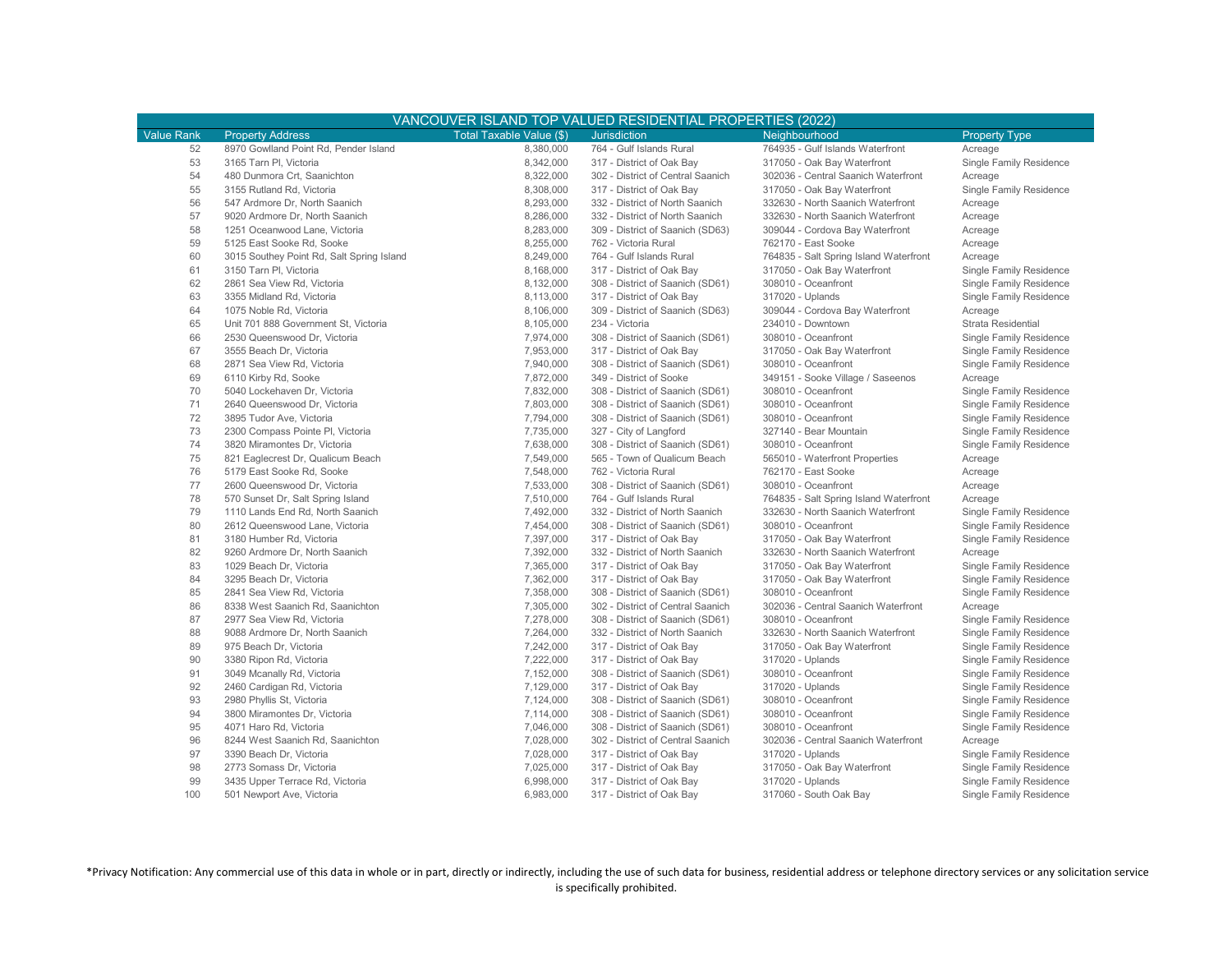| VANCOUVER ISLAND TOP VALUED RESIDENTIAL PROPERTIES (2022) | | | | | |
|---|---|---|---|---|---|
| Value Rank | Property Address | Total Taxable Value ($) | Jurisdiction | Neighbourhood | Property Type |
| 52 | 8970 Gowlland Point Rd, Pender Island | 8,380,000 | 764 - Gulf Islands Rural | 764935 - Gulf Islands Waterfront | Acreage |
| 53 | 3165 Tarn Pl, Victoria | 8,342,000 | 317 - District of Oak Bay | 317050 - Oak Bay Waterfront | Single Family Residence |
| 54 | 480 Dunmora Crt, Saanichton | 8,322,000 | 302 - District of Central Saanich | 302036 - Central Saanich Waterfront | Acreage |
| 55 | 3155 Rutland Rd, Victoria | 8,308,000 | 317 - District of Oak Bay | 317050 - Oak Bay Waterfront | Single Family Residence |
| 56 | 547 Ardmore Dr, North Saanich | 8,293,000 | 332 - District of North Saanich | 332630 - North Saanich Waterfront | Acreage |
| 57 | 9020 Ardmore Dr, North Saanich | 8,286,000 | 332 - District of North Saanich | 332630 - North Saanich Waterfront | Acreage |
| 58 | 1251 Oceanwood Lane, Victoria | 8,283,000 | 309 - District of Saanich (SD63) | 309044 - Cordova Bay Waterfront | Acreage |
| 59 | 5125 East Sooke Rd, Sooke | 8,255,000 | 762 - Victoria Rural | 762170 - East Sooke | Acreage |
| 60 | 3015 Southey Point Rd, Salt Spring Island | 8,249,000 | 764 - Gulf Islands Rural | 764835 - Salt Spring Island Waterfront | Acreage |
| 61 | 3150 Tarn Pl, Victoria | 8,168,000 | 317 - District of Oak Bay | 317050 - Oak Bay Waterfront | Single Family Residence |
| 62 | 2861 Sea View Rd, Victoria | 8,132,000 | 308 - District of Saanich (SD61) | 308010 - Oceanfront | Single Family Residence |
| 63 | 3355 Midland Rd, Victoria | 8,113,000 | 317 - District of Oak Bay | 317020 - Uplands | Single Family Residence |
| 64 | 1075 Noble Rd, Victoria | 8,106,000 | 309 - District of Saanich (SD63) | 309044 - Cordova Bay Waterfront | Acreage |
| 65 | Unit 701 888 Government St, Victoria | 8,105,000 | 234 - Victoria | 234010 - Downtown | Strata Residential |
| 66 | 2530 Queenswood Dr, Victoria | 7,974,000 | 308 - District of Saanich (SD61) | 308010 - Oceanfront | Single Family Residence |
| 67 | 3555 Beach Dr, Victoria | 7,953,000 | 317 - District of Oak Bay | 317050 - Oak Bay Waterfront | Single Family Residence |
| 68 | 2871 Sea View Rd, Victoria | 7,940,000 | 308 - District of Saanich (SD61) | 308010 - Oceanfront | Single Family Residence |
| 69 | 6110 Kirby Rd, Sooke | 7,872,000 | 349 - District of Sooke | 349151 - Sooke Village / Saseenos | Acreage |
| 70 | 5040 Lockehaven Dr, Victoria | 7,832,000 | 308 - District of Saanich (SD61) | 308010 - Oceanfront | Single Family Residence |
| 71 | 2640 Queenswood Dr, Victoria | 7,803,000 | 308 - District of Saanich (SD61) | 308010 - Oceanfront | Single Family Residence |
| 72 | 3895 Tudor Ave, Victoria | 7,794,000 | 308 - District of Saanich (SD61) | 308010 - Oceanfront | Single Family Residence |
| 73 | 2300 Compass Pointe Pl, Victoria | 7,735,000 | 327 - City of Langford | 327140 - Bear Mountain | Single Family Residence |
| 74 | 3820 Miramontes Dr, Victoria | 7,638,000 | 308 - District of Saanich (SD61) | 308010 - Oceanfront | Single Family Residence |
| 75 | 821 Eaglecrest Dr, Qualicum Beach | 7,549,000 | 565 - Town of Qualicum Beach | 565010 - Waterfront Properties | Acreage |
| 76 | 5179 East Sooke Rd, Sooke | 7,548,000 | 762 - Victoria Rural | 762170 - East Sooke | Acreage |
| 77 | 2600 Queenswood Dr, Victoria | 7,533,000 | 308 - District of Saanich (SD61) | 308010 - Oceanfront | Acreage |
| 78 | 570 Sunset Dr, Salt Spring Island | 7,510,000 | 764 - Gulf Islands Rural | 764835 - Salt Spring Island Waterfront | Acreage |
| 79 | 1110 Lands End Rd, North Saanich | 7,492,000 | 332 - District of North Saanich | 332630 - North Saanich Waterfront | Single Family Residence |
| 80 | 2612 Queenswood Lane, Victoria | 7,454,000 | 308 - District of Saanich (SD61) | 308010 - Oceanfront | Single Family Residence |
| 81 | 3180 Humber Rd, Victoria | 7,397,000 | 317 - District of Oak Bay | 317050 - Oak Bay Waterfront | Single Family Residence |
| 82 | 9260 Ardmore Dr, North Saanich | 7,392,000 | 332 - District of North Saanich | 332630 - North Saanich Waterfront | Acreage |
| 83 | 1029 Beach Dr, Victoria | 7,365,000 | 317 - District of Oak Bay | 317050 - Oak Bay Waterfront | Single Family Residence |
| 84 | 3295 Beach Dr, Victoria | 7,362,000 | 317 - District of Oak Bay | 317050 - Oak Bay Waterfront | Single Family Residence |
| 85 | 2841 Sea View Rd, Victoria | 7,358,000 | 308 - District of Saanich (SD61) | 308010 - Oceanfront | Single Family Residence |
| 86 | 8338 West Saanich Rd, Saanichton | 7,305,000 | 302 - District of Central Saanich | 302036 - Central Saanich Waterfront | Acreage |
| 87 | 2977 Sea View Rd, Victoria | 7,278,000 | 308 - District of Saanich (SD61) | 308010 - Oceanfront | Single Family Residence |
| 88 | 9088 Ardmore Dr, North Saanich | 7,264,000 | 332 - District of North Saanich | 332630 - North Saanich Waterfront | Single Family Residence |
| 89 | 975 Beach Dr, Victoria | 7,242,000 | 317 - District of Oak Bay | 317050 - Oak Bay Waterfront | Single Family Residence |
| 90 | 3380 Ripon Rd, Victoria | 7,222,000 | 317 - District of Oak Bay | 317020 - Uplands | Single Family Residence |
| 91 | 3049 Mcanally Rd, Victoria | 7,152,000 | 308 - District of Saanich (SD61) | 308010 - Oceanfront | Single Family Residence |
| 92 | 2460 Cardigan Rd, Victoria | 7,129,000 | 317 - District of Oak Bay | 317020 - Uplands | Single Family Residence |
| 93 | 2980 Phyllis St, Victoria | 7,124,000 | 308 - District of Saanich (SD61) | 308010 - Oceanfront | Single Family Residence |
| 94 | 3800 Miramontes Dr, Victoria | 7,114,000 | 308 - District of Saanich (SD61) | 308010 - Oceanfront | Single Family Residence |
| 95 | 4071 Haro Rd, Victoria | 7,046,000 | 308 - District of Saanich (SD61) | 308010 - Oceanfront | Single Family Residence |
| 96 | 8244 West Saanich Rd, Saanichton | 7,028,000 | 302 - District of Central Saanich | 302036 - Central Saanich Waterfront | Acreage |
| 97 | 3390 Beach Dr, Victoria | 7,028,000 | 317 - District of Oak Bay | 317020 - Uplands | Single Family Residence |
| 98 | 2773 Somass Dr, Victoria | 7,025,000 | 317 - District of Oak Bay | 317050 - Oak Bay Waterfront | Single Family Residence |
| 99 | 3435 Upper Terrace Rd, Victoria | 6,998,000 | 317 - District of Oak Bay | 317020 - Uplands | Single Family Residence |
| 100 | 501 Newport Ave, Victoria | 6,983,000 | 317 - District of Oak Bay | 317060 - South Oak Bay | Single Family Residence |

*Privacy Notification: Any commercial use of this data in whole or in part, directly or indirectly, including the use of such data for business, residential address or telephone directory services or any solicitation service is specifically prohibited.